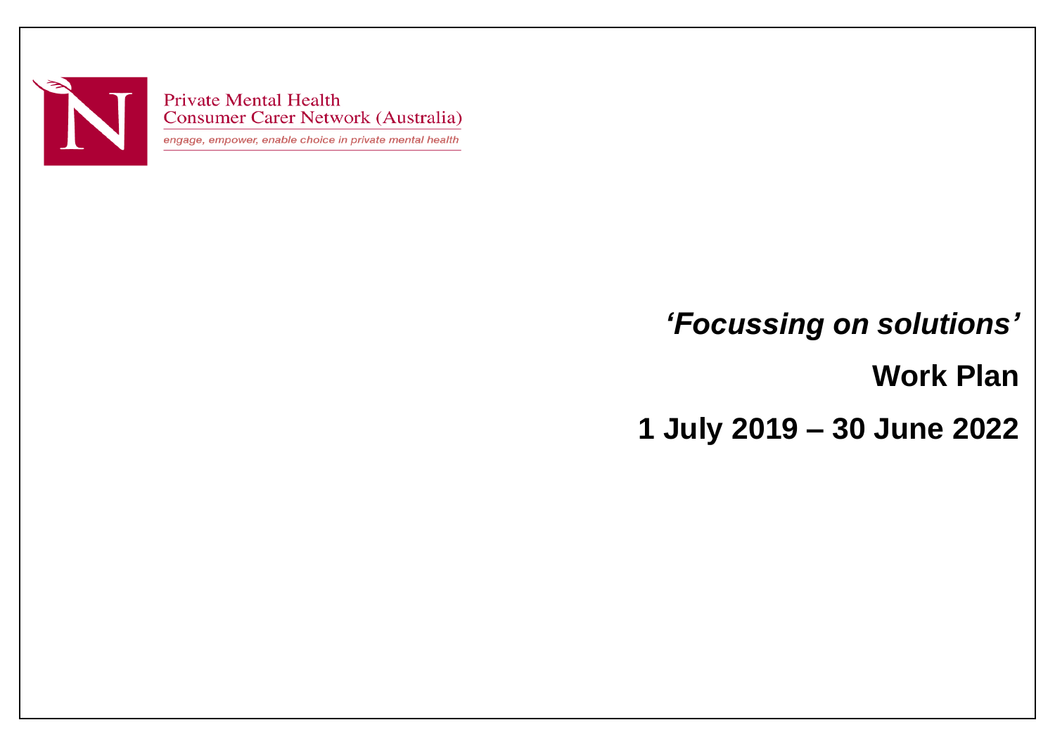Private Mental Health
Consumer Carer Network (Australia)

*engage, empower, enable choice in private mental health*

# *'Focussing on solutions'*

# Work Plan

# 1 July 2019 – 30 June 2022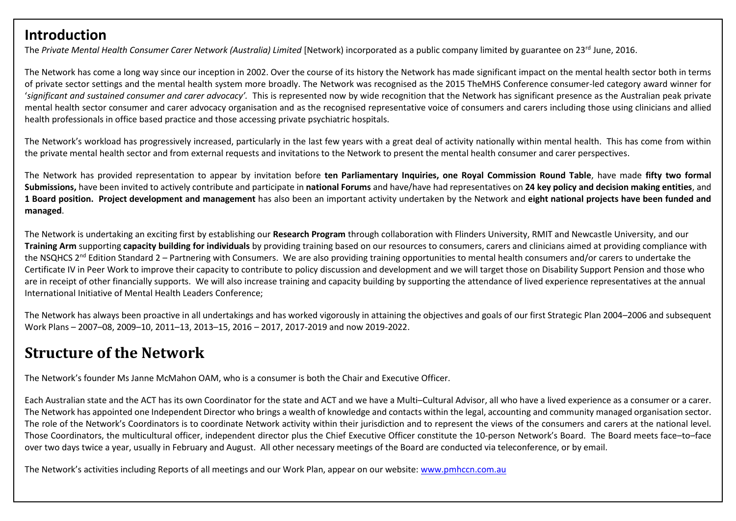## Introduction

The *Private Mental Health Consumer Carer Network (Australia) Limited* [Network) incorporated as a public company limited by guarantee on 23rd June, 2016.

The Network has come a long way since our inception in 2002. Over the course of its history the Network has made significant impact on the mental health sector both in terms of private sector settings and the mental health system more broadly. The Network was recognised as the 2015 TheMHS Conference consumer-led category award winner for '*significant and sustained consumer and carer advocacy'.* This is represented now by wide recognition that the Network has significant presence as the Australian peak private mental health sector consumer and carer advocacy organisation and as the recognised representative voice of consumers and carers including those using clinicians and allied health professionals in office based practice and those accessing private psychiatric hospitals.

The Network's workload has progressively increased, particularly in the last few years with a great deal of activity nationally within mental health. This has come from within the private mental health sector and from external requests and invitations to the Network to present the mental health consumer and carer perspectives.

The Network has provided representation to appear by invitation before **ten Parliamentary Inquiries, one Royal Commission Round Table**, have made **fifty two formal Submissions,** have been invited to actively contribute and participate in **national Forums** and have/have had representatives on **24 key policy and decision making entities**, and **1 Board position. Project development and management** has also been an important activity undertaken by the Network and **eight national projects have been funded and managed**.

The Network is undertaking an exciting first by establishing our **Research Program** through collaboration with Flinders University, RMIT and Newcastle University, and our **Training Arm** supporting **capacity building for individuals** by providing training based on our resources to consumers, carers and clinicians aimed at providing compliance with the NSQHCS 2nd Edition Standard 2 – Partnering with Consumers. We are also providing training opportunities to mental health consumers and/or carers to undertake the Certificate IV in Peer Work to improve their capacity to contribute to policy discussion and development and we will target those on Disability Support Pension and those who are in receipt of other financially supports. We will also increase training and capacity building by supporting the attendance of lived experience representatives at the annual International Initiative of Mental Health Leaders Conference;

The Network has always been proactive in all undertakings and has worked vigorously in attaining the objectives and goals of our first Strategic Plan 2004–2006 and subsequent Work Plans – 2007–08, 2009–10, 2011–13, 2013–15, 2016 – 2017, 2017-2019 and now 2019-2022.

## Structure of the Network

The Network's founder Ms Janne McMahon OAM, who is a consumer is both the Chair and Executive Officer.

Each Australian state and the ACT has its own Coordinator for the state and ACT and we have a Multi–Cultural Advisor, all who have a lived experience as a consumer or a carer. The Network has appointed one Independent Director who brings a wealth of knowledge and contacts within the legal, accounting and community managed organisation sector. The role of the Network's Coordinators is to coordinate Network activity within their jurisdiction and to represent the views of the consumers and carers at the national level. Those Coordinators, the multicultural officer, independent director plus the Chief Executive Officer constitute the 10-person Network's Board. The Board meets face–to–face over two days twice a year, usually in February and August. All other necessary meetings of the Board are conducted via teleconference, or by email.

The Network's activities including Reports of all meetings and our Work Plan, appear on our website: [www.pmhccn.com.au](http://www.pmhccn.com.au)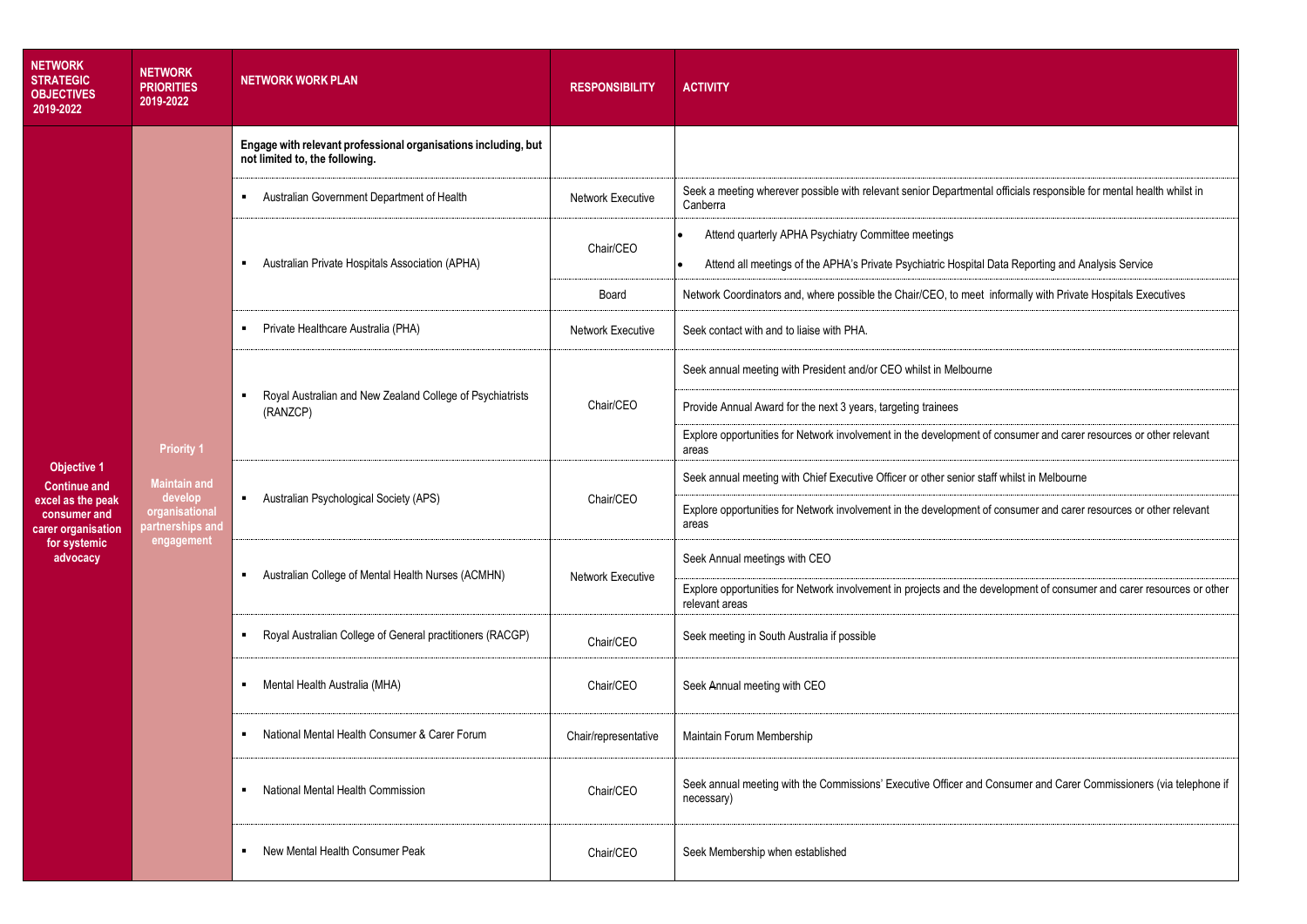| NETWORK STRATEGIC OBJECTIVES 2019-2022 | NETWORK PRIORITIES 2019-2022 | NETWORK WORK PLAN | RESPONSIBILITY | ACTIVITY |
|---|---|---|---|---|
| **Objective 1** Continue and excel as the peak consumer and carer organisation for systemic advocacy | **Priority 1** Maintain and develop organisational partnerships and engagement | **Engage with relevant professional organisations including, but not limited to, the following.** | | |
| | | ▪ Australian Government Department of Health | Network Executive | Seek a meeting wherever possible with relevant senior Departmental officials responsible for mental health whilst in Canberra |
| | | ▪ Australian Private Hospitals Association (APHA) | Chair/CEO | • Attend quarterly APHA Psychiatry Committee meetings • Attend all meetings of the APHA's Private Psychiatric Hospital Data Reporting and Analysis Service |
| | | | Board | Network Coordinators and, where possible the Chair/CEO, to meet informally with Private Hospitals Executives |
| | | ▪ Private Healthcare Australia (PHA) | Network Executive | Seek contact with and to liaise with PHA. |
| | | ▪ Royal Australian and New Zealand College of Psychiatrists (RANZCP) | Chair/CEO | Seek annual meeting with President and/or CEO whilst in Melbourne |
| | | | | Provide Annual Award for the next 3 years, targeting trainees |
| | | | | Explore opportunities for Network involvement in the development of consumer and carer resources or other relevant areas |
| | | ▪ Australian Psychological Society (APS) | Chair/CEO | Seek annual meeting with Chief Executive Officer or other senior staff whilst in Melbourne |
| | | | | Explore opportunities for Network involvement in the development of consumer and carer resources or other relevant areas |
| | | ▪ Australian College of Mental Health Nurses (ACMHN) | Network Executive | Seek Annual meetings with CEO |
| | | | | Explore opportunities for Network involvement in projects and the development of consumer and carer resources or other relevant areas |
| | | ▪ Royal Australian College of General practitioners (RACGP) | Chair/CEO | Seek meeting in South Australia if possible |
| | | ▪ Mental Health Australia (MHA) | Chair/CEO | Seek Annual meeting with CEO |
| | | ▪ National Mental Health Consumer & Carer Forum | Chair/representative | Maintain Forum Membership |
| | | ▪ National Mental Health Commission | Chair/CEO | Seek annual meeting with the Commissions' Executive Officer and Consumer and Carer Commissioners (via telephone if necessary) |
| | | ▪ New Mental Health Consumer Peak | Chair/CEO | Seek Membership when established |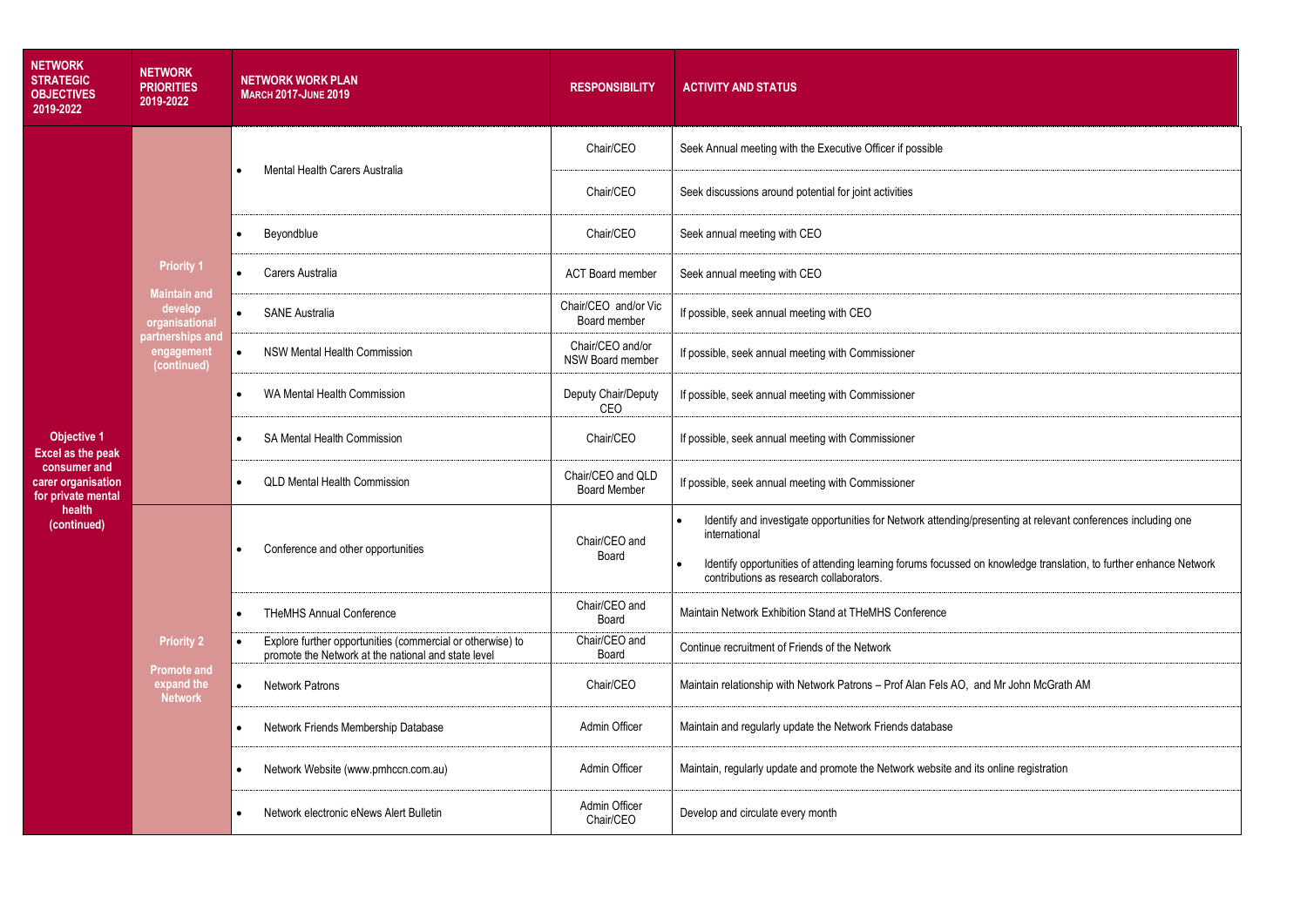| NETWORK STRATEGIC OBJECTIVES 2019-2022 | NETWORK PRIORITIES 2019-2022 | NETWORK WORK PLAN MARCH 2017-JUNE 2019 | RESPONSIBILITY | ACTIVITY AND STATUS |
|---|---|---|---|---|
| Objective 1 Excel as the peak consumer and carer organisation for private mental health (continued) | Priority 1 Maintain and develop organisational partnerships and engagement (continued) | • Mental Health Carers Australia | Chair/CEO | Seek Annual meeting with the Executive Officer if possible |
| | | | Chair/CEO | Seek discussions around potential for joint activities |
| | | • Beyondblue | Chair/CEO | Seek annual meeting with CEO |
| | | • Carers Australia | ACT Board member | Seek annual meeting with CEO |
| | | • SANE Australia | Chair/CEO and/or Vic Board member | If possible, seek annual meeting with CEO |
| | | • NSW Mental Health Commission | Chair/CEO and/or NSW Board member | If possible, seek annual meeting with Commissioner |
| | | • WA Mental Health Commission | Deputy Chair/Deputy CEO | If possible, seek annual meeting with Commissioner |
| | | • SA Mental Health Commission | Chair/CEO | If possible, seek annual meeting with Commissioner |
| | | • QLD Mental Health Commission | Chair/CEO and QLD Board Member | If possible, seek annual meeting with Commissioner |
| | Priority 2 Promote and expand the Network | • Conference and other opportunities | Chair/CEO and Board | • Identify and investigate opportunities for Network attending/presenting at relevant conferences including one international<br>• Identify opportunities of attending learning forums focussed on knowledge translation, to further enhance Network contributions as research collaborators. |
| | | • THeMHS Annual Conference | Chair/CEO and Board | Maintain Network Exhibition Stand at THeMHS Conference |
| | | • Explore further opportunities (commercial or otherwise) to promote the Network at the national and state level | Chair/CEO and Board | Continue recruitment of Friends of the Network |
| | | • Network Patrons | Chair/CEO | Maintain relationship with Network Patrons – Prof Alan Fels AO, and Mr John McGrath AM |
| | | • Network Friends Membership Database | Admin Officer | Maintain and regularly update the Network Friends database |
| | | • Network Website (www.pmhccn.com.au) | Admin Officer | Maintain, regularly update and promote the Network website and its online registration |
| | | • Network electronic eNews Alert Bulletin | Admin Officer Chair/CEO | Develop and circulate every month |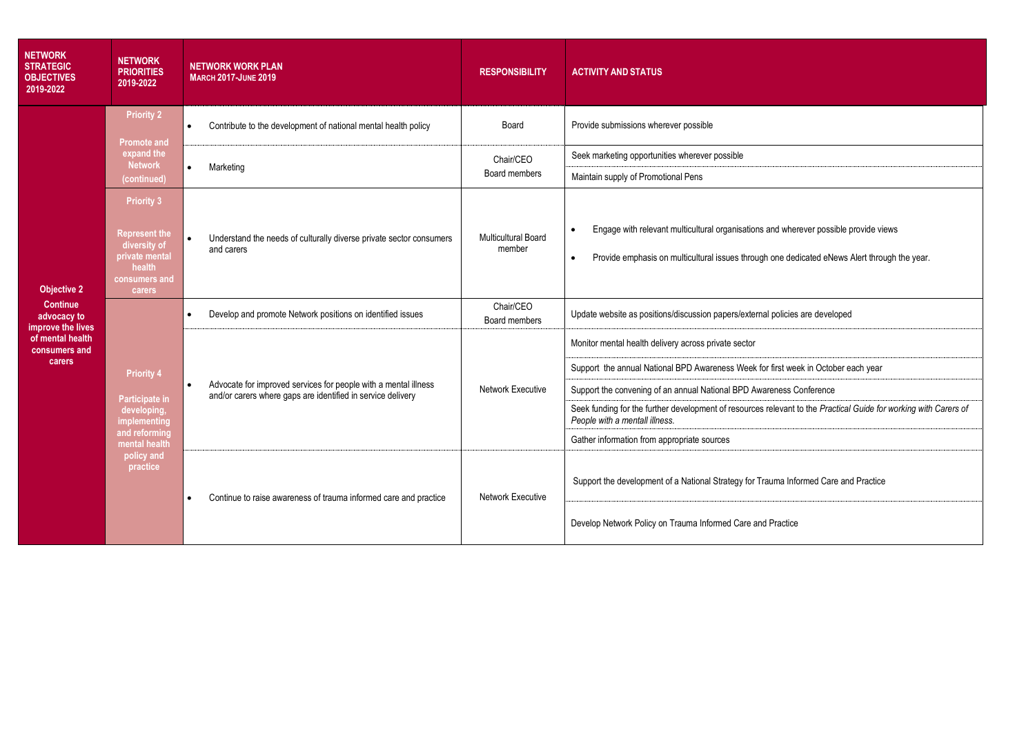| NETWORK STRATEGIC OBJECTIVES 2019-2022 | NETWORK PRIORITIES 2019-2022 | NETWORK WORK PLAN MARCH 2017-JUNE 2019 | RESPONSIBILITY | ACTIVITY AND STATUS |
|---|---|---|---|---|
| **Objective 2** Continue advocacy to improve the lives of mental health consumers and carers | **Priority 2** Promote and expand the Network (continued) | • Contribute to the development of national mental health policy | Board | Provide submissions wherever possible |
| | | • Marketing | Chair/CEO Board members | Seek marketing opportunities wherever possible |
| | | | | Maintain supply of Promotional Pens |
| | **Priority 3** Represent the diversity of private mental health consumers and carers | • Understand the needs of culturally diverse private sector consumers and carers | Multicultural Board member | • Engage with relevant multicultural organisations and wherever possible provide views<br>• Provide emphasis on multicultural issues through one dedicated eNews Alert through the year. |
| | **Priority 4** Participate in developing, implementing and reforming mental health policy and practice | • Develop and promote Network positions on identified issues | Chair/CEO Board members | Update website as positions/discussion papers/external policies are developed |
| | | • Advocate for improved services for people with a mental illness and/or carers where gaps are identified in service delivery | Network Executive | Monitor mental health delivery across private sector |
| | | | | Support the annual National BPD Awareness Week for first week in October each year |
| | | | | Support the convening of an annual National BPD Awareness Conference |
| | | | | Seek funding for the further development of resources relevant to the *Practical Guide for working with Carers of People with a mentall illness.* |
| | | | | Gather information from appropriate sources |
| | | • Continue to raise awareness of trauma informed care and practice | Network Executive | Support the development of a National Strategy for Trauma Informed Care and Practice |
| | | | | Develop Network Policy on Trauma Informed Care and Practice |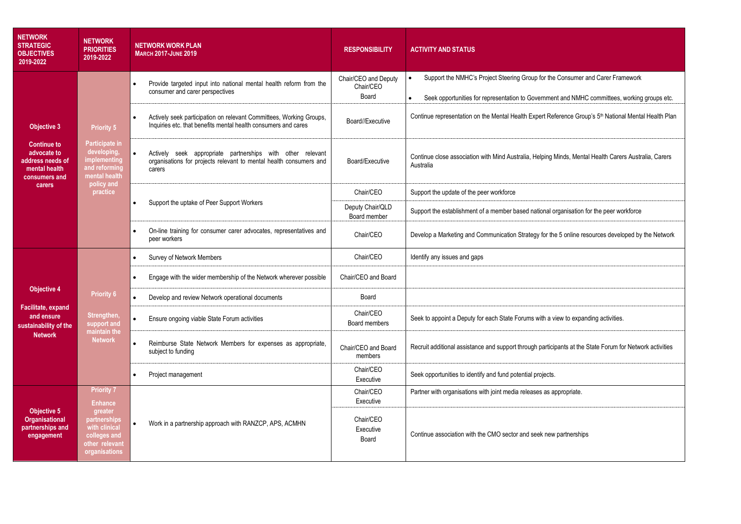| NETWORK STRATEGIC OBJECTIVES 2019-2022 | NETWORK PRIORITIES 2019-2022 | NETWORK WORK PLAN MARCH 2017-JUNE 2019 | RESPONSIBILITY | ACTIVITY AND STATUS |
|---|---|---|---|---|
| **Objective 3** Continue to advocate to address needs of mental health consumers and carers | **Priority 5** Participate in developing, implementing and reforming mental health policy and practice | • Provide targeted input into national mental health reform from the consumer and carer perspectives | Chair/CEO and Deputy Chair/CEO Board | • Support the NMHC's Project Steering Group for the Consumer and Carer Framework<br>• Seek opportunities for representation to Government and NMHC committees, working groups etc. |
| | | • Actively seek participation on relevant Committees, Working Groups, Inquiries etc. that benefits mental health consumers and cares | Board//Executive | Continue representation on the Mental Health Expert Reference Group's 5th National Mental Health Plan |
| | | • Actively seek appropriate partnerships with other relevant organisations for projects relevant to mental health consumers and carers | Board/Executive | Continue close association with Mind Australia, Helping Minds, Mental Health Carers Australia, Carers Australia |
| | | • Support the uptake of Peer Support Workers | Chair/CEO | Support the update of the peer workforce |
| | | | Deputy Chair/QLD Board member | Support the establishment of a member based national organisation for the peer workforce |
| | | • On-line training for consumer carer advocates, representatives and peer workers | Chair/CEO | Develop a Marketing and Communication Strategy for the 5 online resources developed by the Network |
| **Objective 4** Facilitate, expand and ensure sustainability of the Network | **Priority 6** Strengthen, support and maintain the Network | • Survey of Network Members | Chair/CEO | Identify any issues and gaps |
| | | • Engage with the wider membership of the Network wherever possible | Chair/CEO and Board | |
| | | • Develop and review Network operational documents | Board | |
| | | • Ensure ongoing viable State Forum activities | Chair/CEO Board members | Seek to appoint a Deputy for each State Forums with a view to expanding activities. |
| | | • Reimburse State Network Members for expenses as appropriate, subject to funding | Chair/CEO and Board members | Recruit additional assistance and support through participants at the State Forum for Network activities |
| | | • Project management | Chair/CEO Executive | Seek opportunities to identify and fund potential projects. |
| **Objective 5** Organisational partnerships and engagement | **Priority 7** Enhance greater partnerships with clinical colleges and other relevant organisations | • Work in a partnership approach with RANZCP, APS, ACMHN | Chair/CEO Executive | Partner with organisations with joint media releases as appropriate. |
| | | | Chair/CEO Executive Board | Continue association with the CMO sector and seek new partnerships |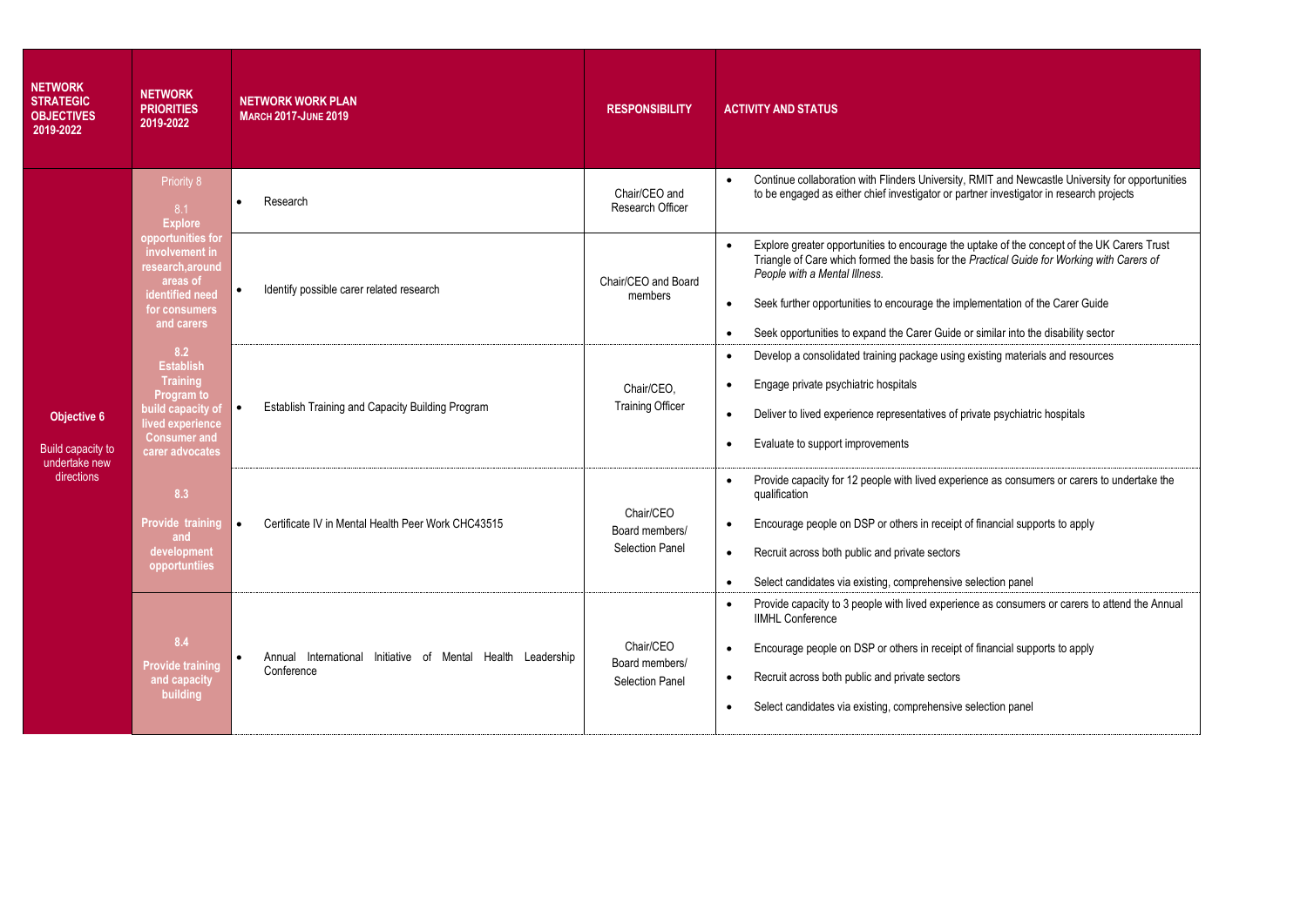| NETWORK STRATEGIC OBJECTIVES 2019-2022 | NETWORK PRIORITIES 2019-2022 | NETWORK WORK PLAN MARCH 2017-JUNE 2019 | RESPONSIBILITY | ACTIVITY AND STATUS |
|---|---|---|---|---|
| **Objective 6** Build capacity to undertake new directions | Priority 8 8.1 **Explore opportunities for involvement in research, around areas of identified need for consumers and carers** | • Research | Chair/CEO and Research Officer | • Continue collaboration with Flinders University, RMIT and Newcastle University for opportunities to be engaged as either chief investigator or partner investigator in research projects |
| | | • Identify possible carer related research | Chair/CEO and Board members | • Explore greater opportunities to encourage the uptake of the concept of the UK Carers Trust Triangle of Care which formed the basis for the *Practical Guide for Working with Carers of People with a Mental Illness*.<br>• Seek further opportunities to encourage the implementation of the Carer Guide<br>• Seek opportunities to expand the Carer Guide or similar into the disability sector |
| | **8.2 Establish Training Program to build capacity of lived experience Consumer and carer advocates** | • Establish Training and Capacity Building Program | Chair/CEO, Training Officer | • Develop a consolidated training package using existing materials and resources<br>• Engage private psychiatric hospitals<br>• Deliver to lived experience representatives of private psychiatric hospitals<br>• Evaluate to support improvements |
| | **8.3 Provide training and development opportuntiies** | • Certificate IV in Mental Health Peer Work CHC43515 | Chair/CEO Board members/ Selection Panel | • Provide capacity for 12 people with lived experience as consumers or carers to undertake the qualification<br>• Encourage people on DSP or others in receipt of financial supports to apply<br>• Recruit across both public and private sectors<br>• Select candidates via existing, comprehensive selection panel |
| | **8.4 Provide training and capacity building** | • Annual International Initiative of Mental Health Leadership Conference | Chair/CEO Board members/ Selection Panel | • Provide capacity to 3 people with lived experience as consumers or carers to attend the Annual IIMHL Conference<br>• Encourage people on DSP or others in receipt of financial supports to apply<br>• Recruit across both public and private sectors<br>• Select candidates via existing, comprehensive selection panel |